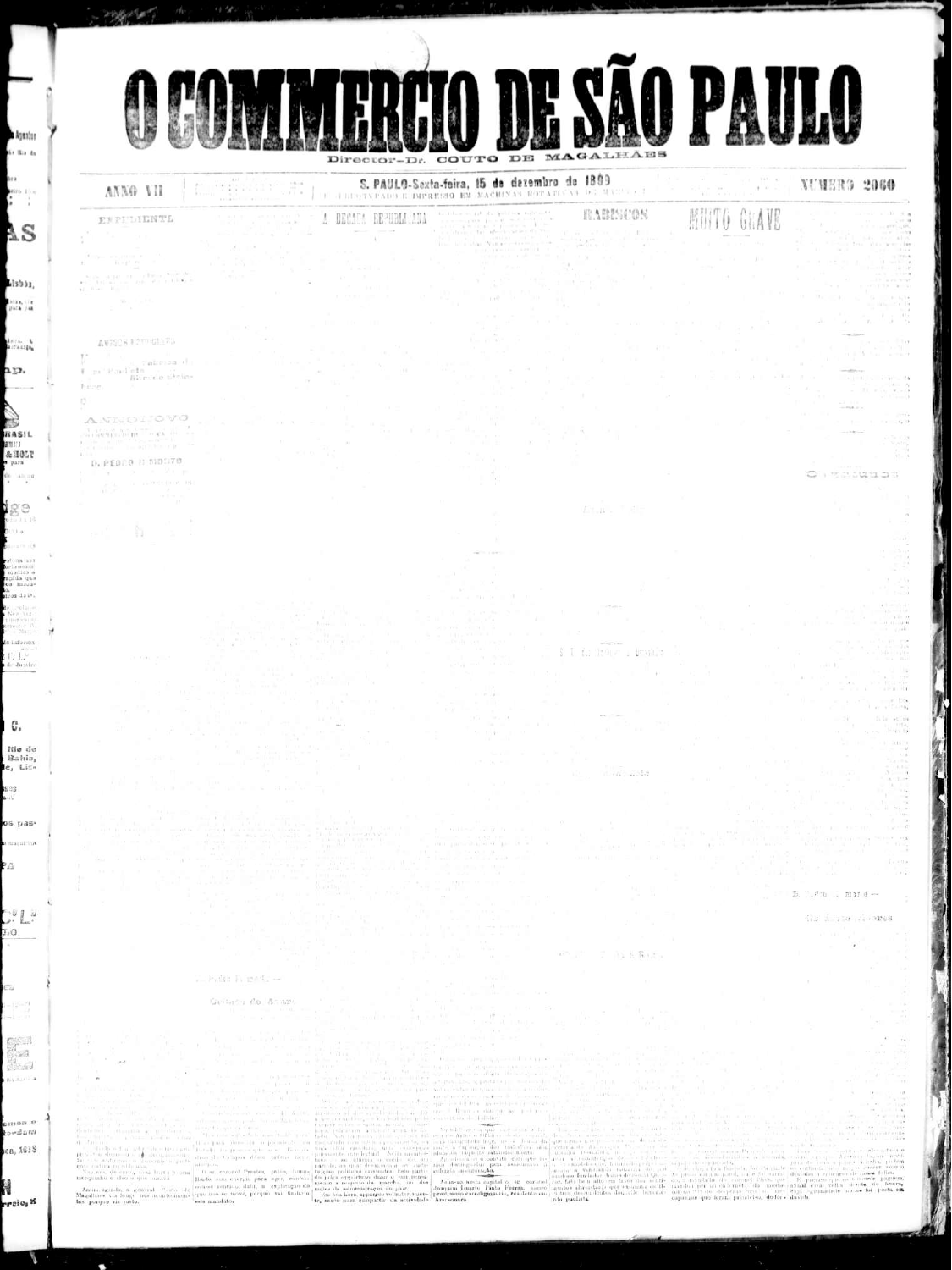# O COMMERCIO DE SÃO PAULO

Director—Dr. COUTO DE MAGALHÃES

ANNO VII

S. PAULO—Sexta-feira, 15 de dezembro de 1899

NUMERO 2060

## EXPEDIENTE

## A DECADA REPUBLICANA

## RABISCOS

## MUITO GRAVE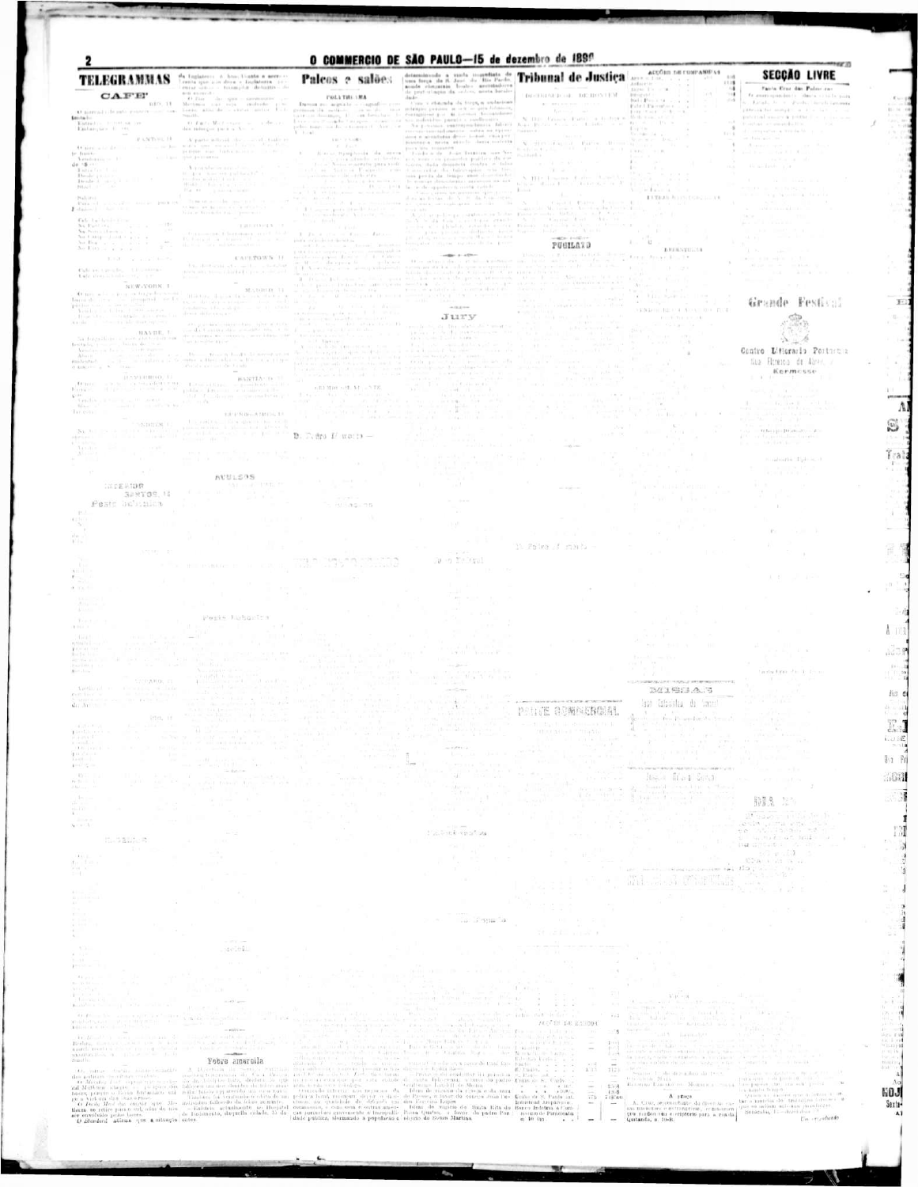## TELEGRAMMAS

### CAFE'

SANTOS, 14

NEW-YORK

HAVRE

CAPETOWN

MADRID

SANTIAGO

## Palcos e salões

POLYTHEAMA

D. Pedro II morto

### Jury

## Tribunal de Justiça

FOLHETIM

PARTE COMMERCIAL

ACÇÕES DE COMPANHIAS

LETRAS HYPOTHECARIAS

## SECÇÃO LIVRE

### Grande Festival

Centro Litterario Portuguez

Kermesse

MISSAS

Febre amarella

A praça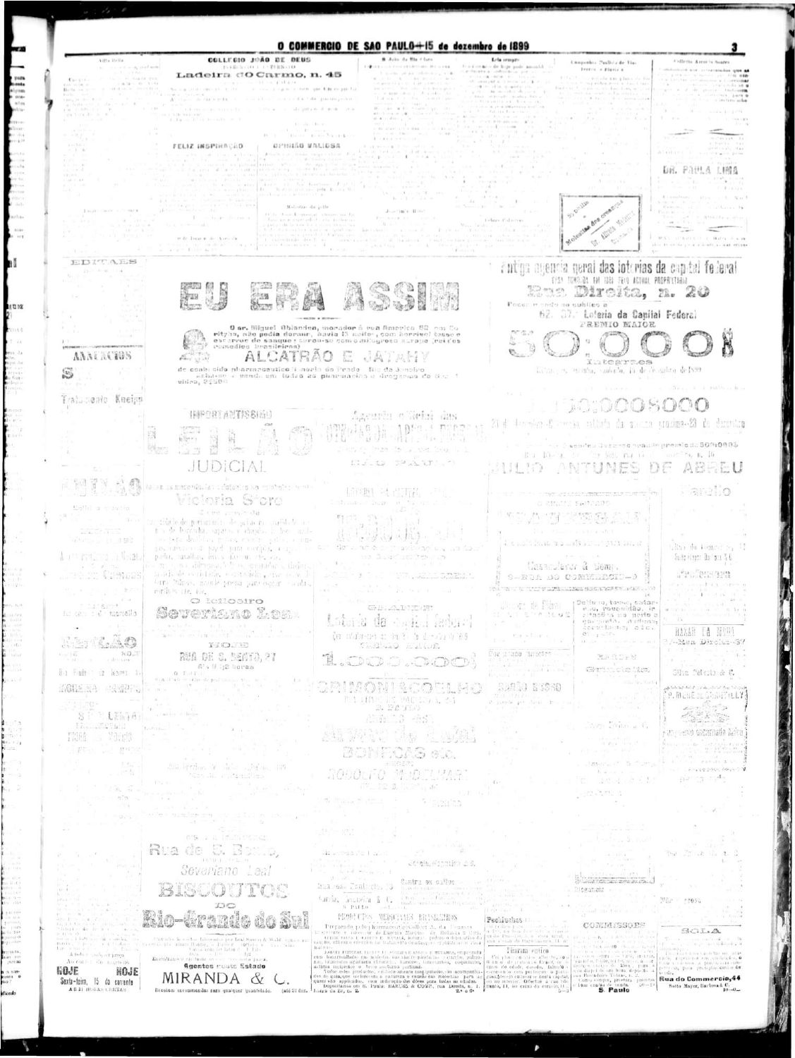COLLEGIO JOÃO DE DEUS

Ladeira do Carmo, n. 45

FELIZ INSPIRAÇÃO

OPINIÃO VALIOSA

DR. PAULA LIMA

EDITAES

ANNUNCIOS

Tratamento Kneipp

# EU ERA ASSIM

O sr. Miguel Ghlanden, morador á rua America 62, em Curityba, não podia dormir, havia 12 noites, com horrivel tosse e escarros de sangue; curou-se com o milagroso xarope (reis dos remedios brasileiros)

## ALCATRÃO E JATAHY

de conhecido pharmaceutico Honorio do Prado — Rio de Janeiro

Antiga agencia geral das loterias da capital federal

Rua Direita, n. 20

62.ª Loteria da Capital Federal

PREMIO MAIOR

# 50:000$

Inteiras

JULIO ANTUNES DE ABREU

IMPORTANTISSIMO

# LEILÃO

## JUDICIAL

Victoria Store

O leiloeiro

Severiano Leal

HOJE

RUA DE S. BENTO, 27

Loteria da Capital Federal

1.000:000$

GRIMONI & COELHO

BONECAS etc.

Rua de S. Bento,

Severiano Leal

# BISCOUTOS DO Rio-Grande do Sul

Agentes neste Estado

MIRANDA & C.

PRODUCTOS VEGETAES BRASILEIROS

COMMISSÕES

SOLA

Rua do Commercio, 44

S. Paulo

HOJE HOJE

Sexta-feira, 15 do corrente